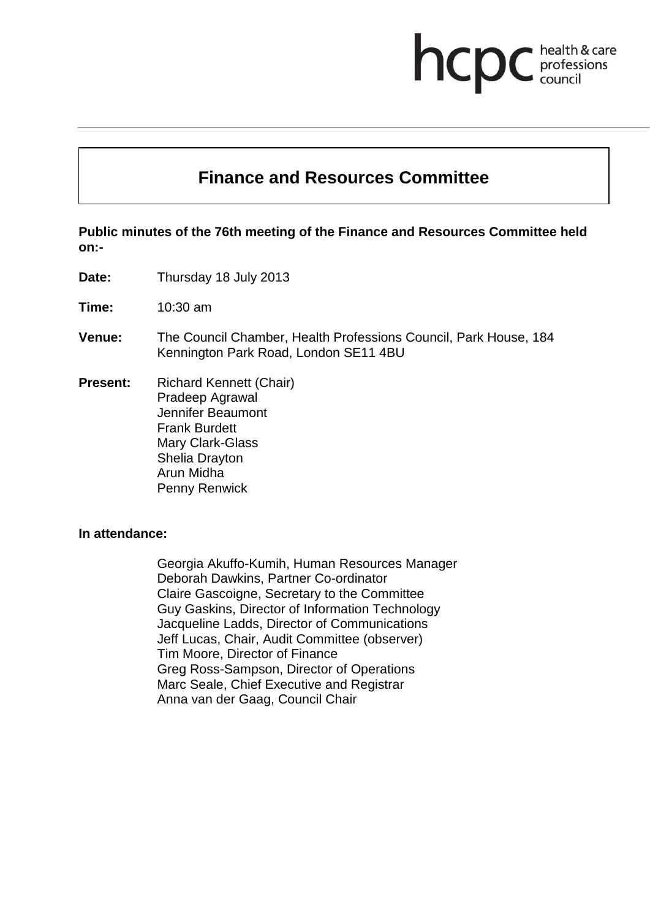hcpc health & care professions council

# Finance and Resources Committee

**Public minutes of the 76th meeting of the Finance and Resources Committee held on:-**

**Date:** Thursday 18 July 2013

**Time:** 10:30 am

**Venue:** The Council Chamber, Health Professions Council, Park House, 184 Kennington Park Road, London SE11 4BU

**Present:** Richard Kennett (Chair)
Pradeep Agrawal
Jennifer Beaumont
Frank Burdett
Mary Clark-Glass
Shelia Drayton
Arun Midha
Penny Renwick

**In attendance:**

Georgia Akuffo-Kumih, Human Resources Manager
Deborah Dawkins, Partner Co-ordinator
Claire Gascoigne, Secretary to the Committee
Guy Gaskins, Director of Information Technology
Jacqueline Ladds, Director of Communications
Jeff Lucas, Chair, Audit Committee (observer)
Tim Moore, Director of Finance
Greg Ross-Sampson, Director of Operations
Marc Seale, Chief Executive and Registrar
Anna van der Gaag, Council Chair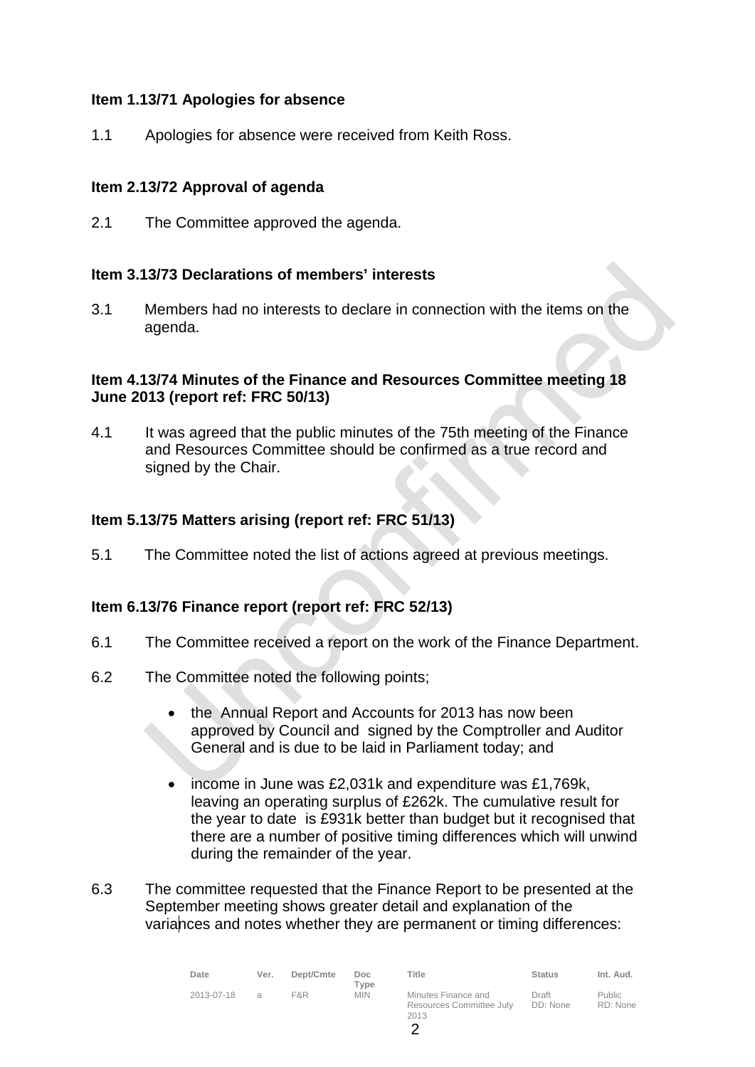**Item 1.13/71 Apologies for absence**

1.1 Apologies for absence were received from Keith Ross.

**Item 2.13/72 Approval of agenda**

2.1 The Committee approved the agenda.

**Item 3.13/73 Declarations of members' interests**

3.1 Members had no interests to declare in connection with the items on the agenda.

**Item 4.13/74 Minutes of the Finance and Resources Committee meeting 18 June 2013 (report ref: FRC 50/13)**

4.1 It was agreed that the public minutes of the 75th meeting of the Finance and Resources Committee should be confirmed as a true record and signed by the Chair.

**Item 5.13/75 Matters arising (report ref: FRC 51/13)**

5.1 The Committee noted the list of actions agreed at previous meetings.

**Item 6.13/76 Finance report (report ref: FRC 52/13)**

6.1 The Committee received a report on the work of the Finance Department.

6.2 The Committee noted the following points;

- the Annual Report and Accounts for 2013 has now been approved by Council and signed by the Comptroller and Auditor General and is due to be laid in Parliament today; and

- income in June was £2,031k and expenditure was £1,769k, leaving an operating surplus of £262k. The cumulative result for the year to date is £931k better than budget but it recognised that there are a number of positive timing differences which will unwind during the remainder of the year.

6.3 The committee requested that the Finance Report to be presented at the September meeting shows greater detail and explanation of the variances and notes whether they are permanent or timing differences:

| Date | Ver. | Dept/Cmte | Doc Type | Title | Status | Int. Aud. |
|---|---|---|---|---|---|---|
| 2013-07-18 | a | F&R | MIN | Minutes Finance and Resources Committee July 2013 | Draft DD: None | Public RD: None |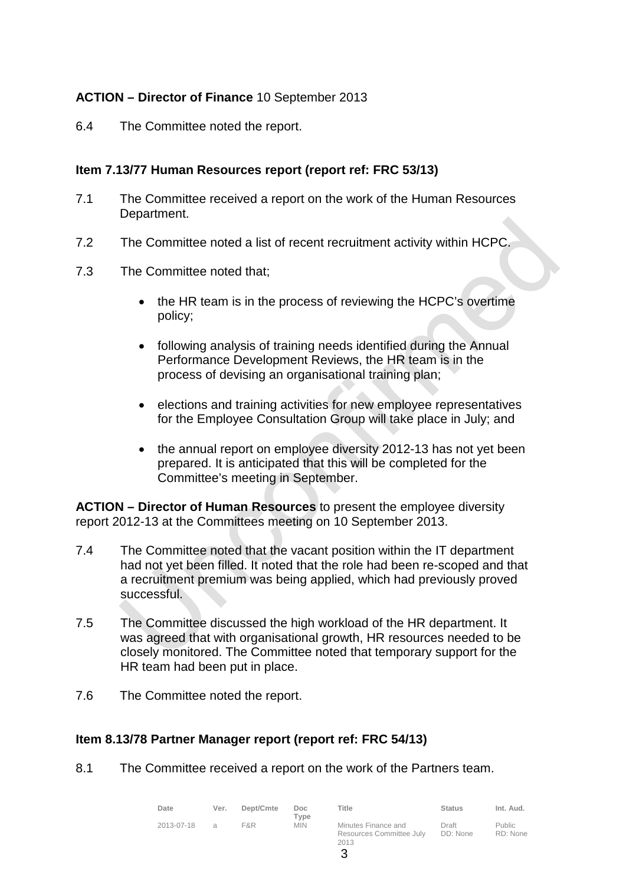**ACTION – Director of Finance** 10 September 2013

6.4 The Committee noted the report.

**Item 7.13/77 Human Resources report (report ref: FRC 53/13)**

7.1 The Committee received a report on the work of the Human Resources Department.

7.2 The Committee noted a list of recent recruitment activity within HCPC.

7.3 The Committee noted that;

- the HR team is in the process of reviewing the HCPC's overtime policy;
- following analysis of training needs identified during the Annual Performance Development Reviews, the HR team is in the process of devising an organisational training plan;
- elections and training activities for new employee representatives for the Employee Consultation Group will take place in July; and
- the annual report on employee diversity 2012-13 has not yet been prepared. It is anticipated that this will be completed for the Committee's meeting in September.

**ACTION – Director of Human Resources** to present the employee diversity report 2012-13 at the Committees meeting on 10 September 2013.

7.4 The Committee noted that the vacant position within the IT department had not yet been filled. It noted that the role had been re-scoped and that a recruitment premium was being applied, which had previously proved successful.

7.5 The Committee discussed the high workload of the HR department. It was agreed that with organisational growth, HR resources needed to be closely monitored. The Committee noted that temporary support for the HR team had been put in place.

7.6 The Committee noted the report.

**Item 8.13/78 Partner Manager report (report ref: FRC 54/13)**

8.1 The Committee received a report on the work of the Partners team.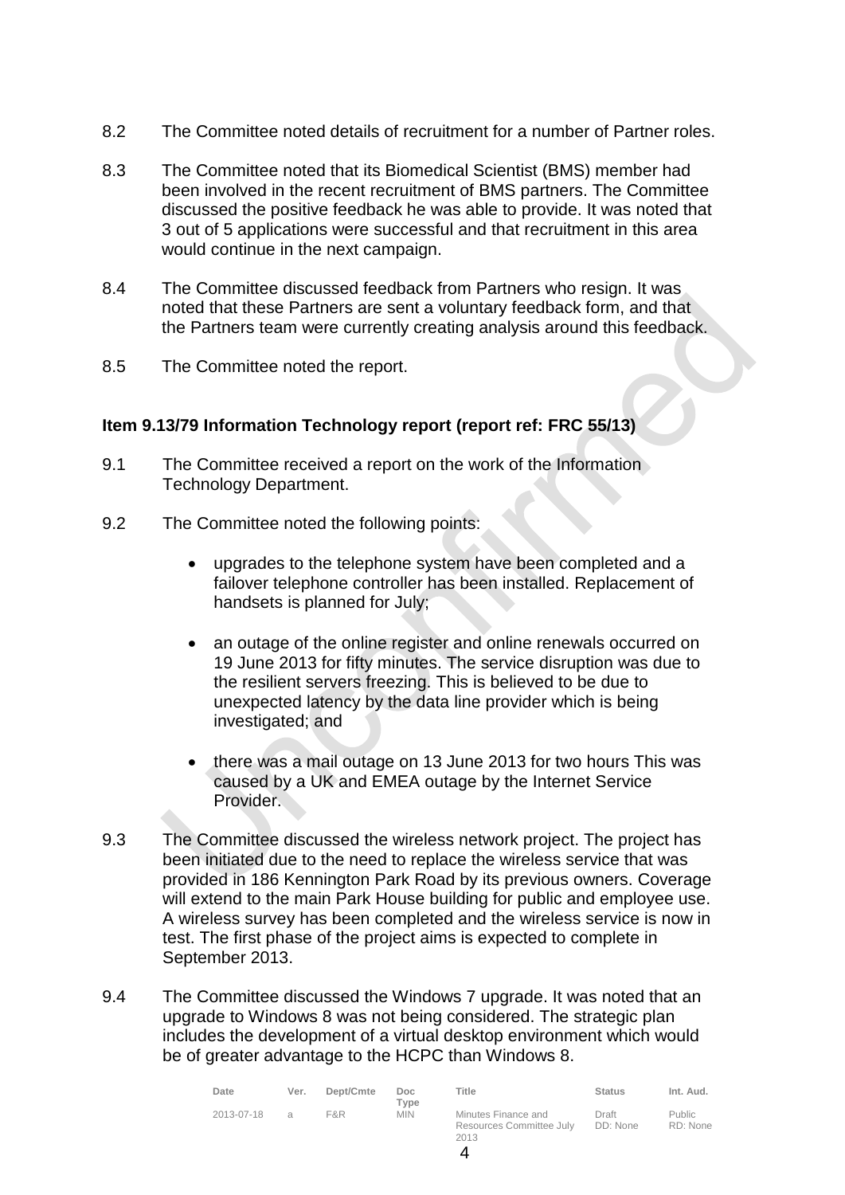8.2 The Committee noted details of recruitment for a number of Partner roles.

8.3 The Committee noted that its Biomedical Scientist (BMS) member had been involved in the recent recruitment of BMS partners. The Committee discussed the positive feedback he was able to provide. It was noted that 3 out of 5 applications were successful and that recruitment in this area would continue in the next campaign.

8.4 The Committee discussed feedback from Partners who resign. It was noted that these Partners are sent a voluntary feedback form, and that the Partners team were currently creating analysis around this feedback.

8.5 The Committee noted the report.

**Item 9.13/79 Information Technology report (report ref: FRC 55/13)**

9.1 The Committee received a report on the work of the Information Technology Department.

9.2 The Committee noted the following points:

- upgrades to the telephone system have been completed and a failover telephone controller has been installed. Replacement of handsets is planned for July;
- an outage of the online register and online renewals occurred on 19 June 2013 for fifty minutes. The service disruption was due to the resilient servers freezing. This is believed to be due to unexpected latency by the data line provider which is being investigated; and
- there was a mail outage on 13 June 2013 for two hours This was caused by a UK and EMEA outage by the Internet Service Provider.

9.3 The Committee discussed the wireless network project. The project has been initiated due to the need to replace the wireless service that was provided in 186 Kennington Park Road by its previous owners. Coverage will extend to the main Park House building for public and employee use. A wireless survey has been completed and the wireless service is now in test. The first phase of the project aims is expected to complete in September 2013.

9.4 The Committee discussed the Windows 7 upgrade. It was noted that an upgrade to Windows 8 was not being considered. The strategic plan includes the development of a virtual desktop environment which would be of greater advantage to the HCPC than Windows 8.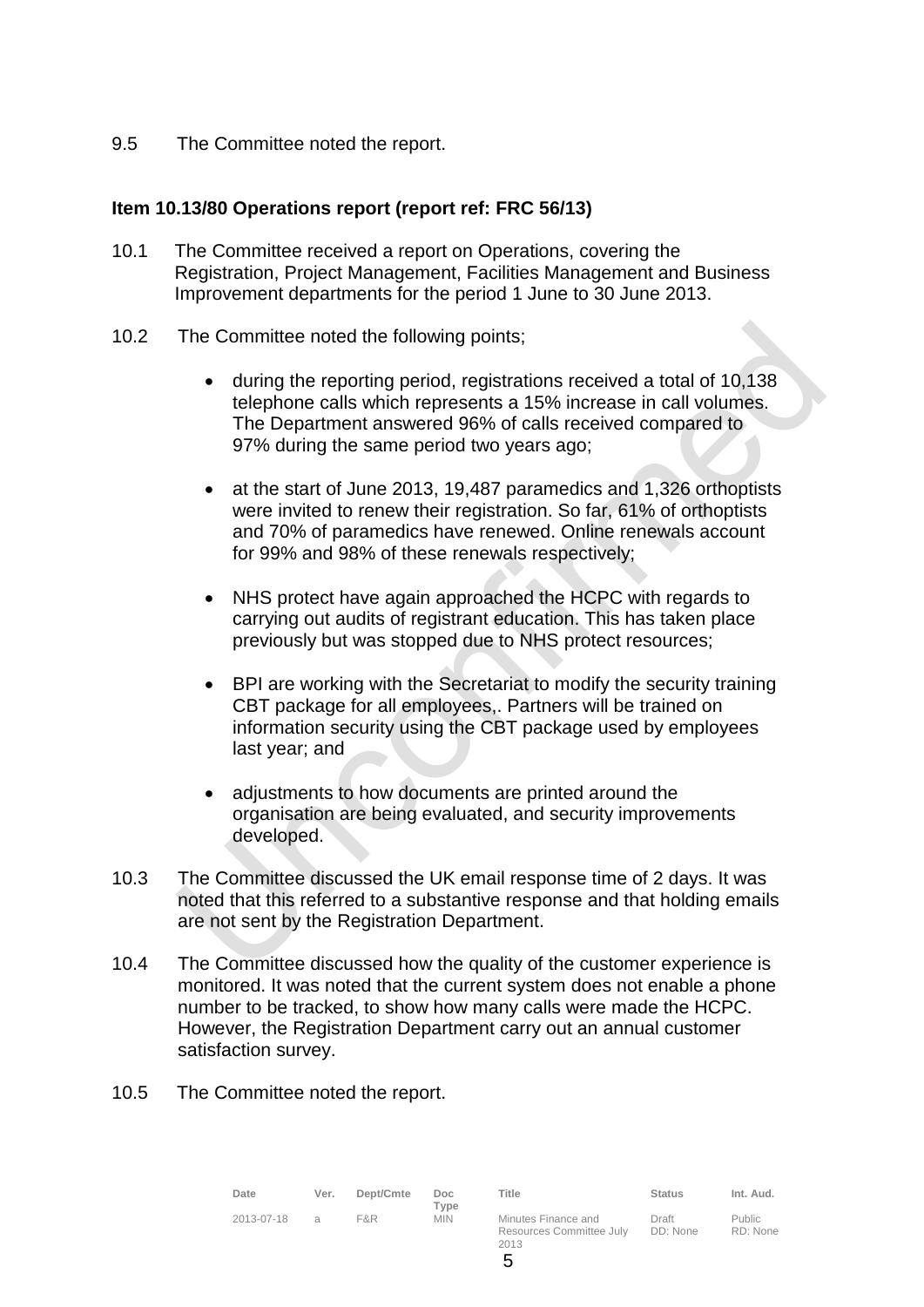9.5 The Committee noted the report.

**Item 10.13/80 Operations report (report ref: FRC 56/13)**

10.1 The Committee received a report on Operations, covering the Registration, Project Management, Facilities Management and Business Improvement departments for the period 1 June to 30 June 2013.

10.2 The Committee noted the following points;

- during the reporting period, registrations received a total of 10,138 telephone calls which represents a 15% increase in call volumes. The Department answered 96% of calls received compared to 97% during the same period two years ago;

- at the start of June 2013, 19,487 paramedics and 1,326 orthoptists were invited to renew their registration. So far, 61% of orthoptists and 70% of paramedics have renewed. Online renewals account for 99% and 98% of these renewals respectively;

- NHS protect have again approached the HCPC with regards to carrying out audits of registrant education. This has taken place previously but was stopped due to NHS protect resources;

- BPI are working with the Secretariat to modify the security training CBT package for all employees,. Partners will be trained on information security using the CBT package used by employees last year; and

- adjustments to how documents are printed around the organisation are being evaluated, and security improvements developed.

10.3 The Committee discussed the UK email response time of 2 days. It was noted that this referred to a substantive response and that holding emails are not sent by the Registration Department.

10.4 The Committee discussed how the quality of the customer experience is monitored. It was noted that the current system does not enable a phone number to be tracked, to show how many calls were made the HCPC. However, the Registration Department carry out an annual customer satisfaction survey.

10.5 The Committee noted the report.

| Date | Ver. | Dept/Cmte | Doc Type | Title | Status | Int. Aud. |
|---|---|---|---|---|---|---|
| 2013-07-18 | a | F&R | MIN | Minutes Finance and Resources Committee July 2013 | Draft DD: None | Public RD: None |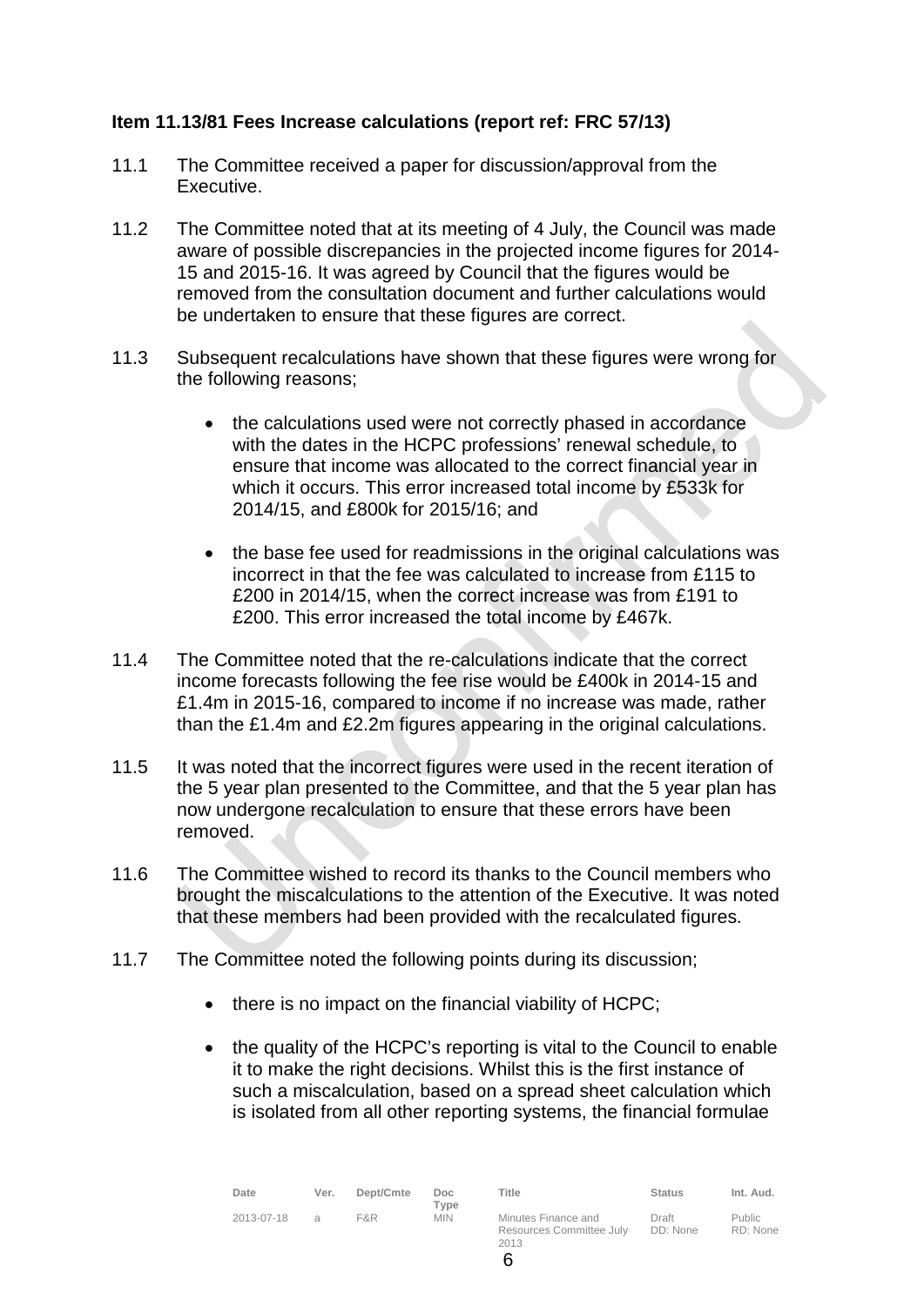**Item 11.13/81 Fees Increase calculations (report ref: FRC 57/13)**

11.1 The Committee received a paper for discussion/approval from the Executive.

11.2 The Committee noted that at its meeting of 4 July, the Council was made aware of possible discrepancies in the projected income figures for 2014-15 and 2015-16. It was agreed by Council that the figures would be removed from the consultation document and further calculations would be undertaken to ensure that these figures are correct.

11.3 Subsequent recalculations have shown that these figures were wrong for the following reasons;

- the calculations used were not correctly phased in accordance with the dates in the HCPC professions' renewal schedule, to ensure that income was allocated to the correct financial year in which it occurs. This error increased total income by £533k for 2014/15, and £800k for 2015/16; and

- the base fee used for readmissions in the original calculations was incorrect in that the fee was calculated to increase from £115 to £200 in 2014/15, when the correct increase was from £191 to £200. This error increased the total income by £467k.

11.4 The Committee noted that the re-calculations indicate that the correct income forecasts following the fee rise would be £400k in 2014-15 and £1.4m in 2015-16, compared to income if no increase was made, rather than the £1.4m and £2.2m figures appearing in the original calculations.

11.5 It was noted that the incorrect figures were used in the recent iteration of the 5 year plan presented to the Committee, and that the 5 year plan has now undergone recalculation to ensure that these errors have been removed.

11.6 The Committee wished to record its thanks to the Council members who brought the miscalculations to the attention of the Executive. It was noted that these members had been provided with the recalculated figures.

11.7 The Committee noted the following points during its discussion;

- there is no impact on the financial viability of HCPC;

- the quality of the HCPC's reporting is vital to the Council to enable it to make the right decisions. Whilst this is the first instance of such a miscalculation, based on a spread sheet calculation which is isolated from all other reporting systems, the financial formulae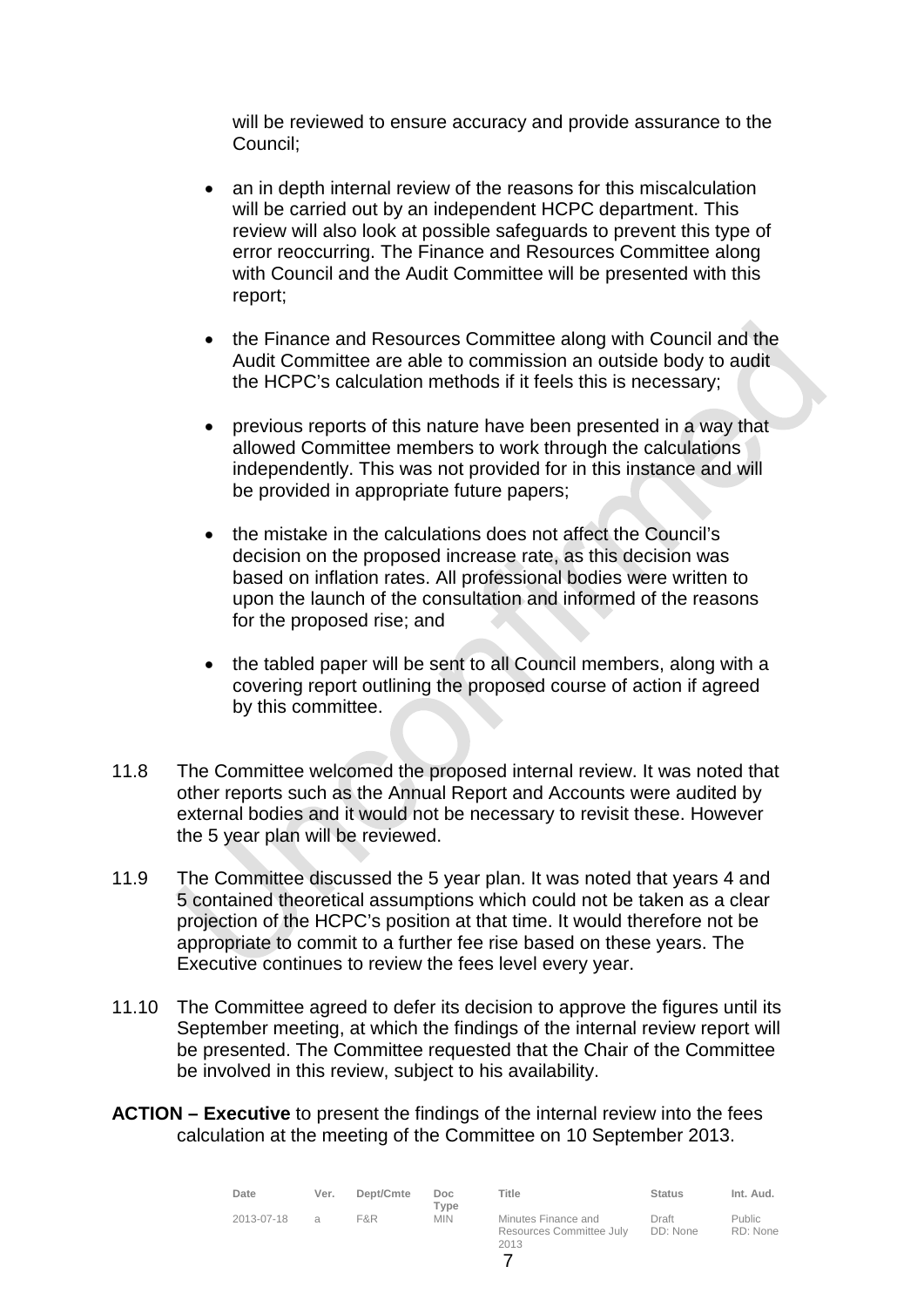will be reviewed to ensure accuracy and provide assurance to the Council;

- an in depth internal review of the reasons for this miscalculation will be carried out by an independent HCPC department. This review will also look at possible safeguards to prevent this type of error reoccurring. The Finance and Resources Committee along with Council and the Audit Committee will be presented with this report;

- the Finance and Resources Committee along with Council and the Audit Committee are able to commission an outside body to audit the HCPC's calculation methods if it feels this is necessary;

- previous reports of this nature have been presented in a way that allowed Committee members to work through the calculations independently. This was not provided for in this instance and will be provided in appropriate future papers;

- the mistake in the calculations does not affect the Council's decision on the proposed increase rate, as this decision was based on inflation rates. All professional bodies were written to upon the launch of the consultation and informed of the reasons for the proposed rise; and

- the tabled paper will be sent to all Council members, along with a covering report outlining the proposed course of action if agreed by this committee.

11.8 The Committee welcomed the proposed internal review. It was noted that other reports such as the Annual Report and Accounts were audited by external bodies and it would not be necessary to revisit these. However the 5 year plan will be reviewed.

11.9 The Committee discussed the 5 year plan. It was noted that years 4 and 5 contained theoretical assumptions which could not be taken as a clear projection of the HCPC's position at that time. It would therefore not be appropriate to commit to a further fee rise based on these years. The Executive continues to review the fees level every year.

11.10 The Committee agreed to defer its decision to approve the figures until its September meeting, at which the findings of the internal review report will be presented. The Committee requested that the Chair of the Committee be involved in this review, subject to his availability.

**ACTION – Executive** to present the findings of the internal review into the fees calculation at the meeting of the Committee on 10 September 2013.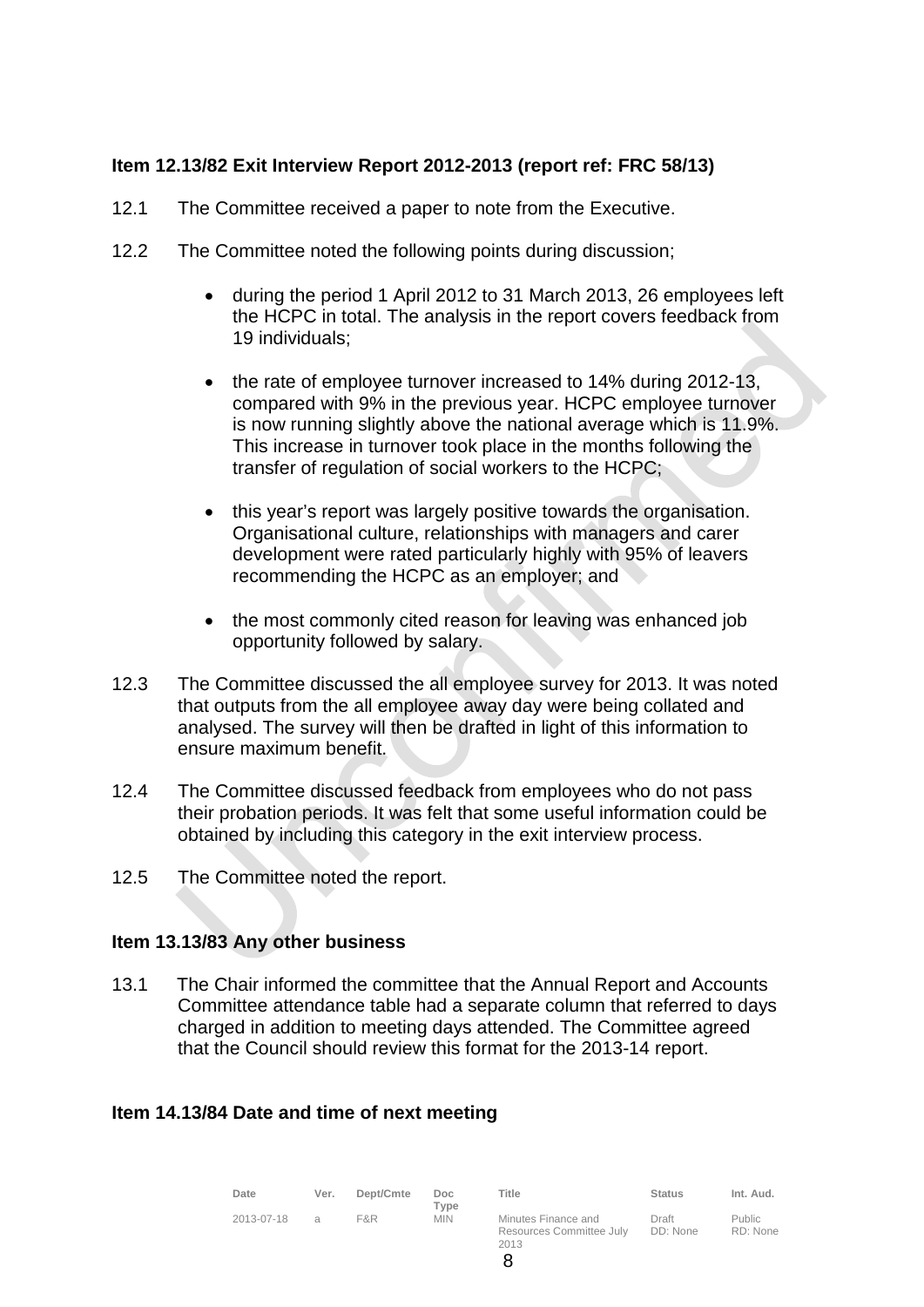**Item 12.13/82 Exit Interview Report 2012-2013 (report ref: FRC 58/13)**

12.1 The Committee received a paper to note from the Executive.

12.2 The Committee noted the following points during discussion;

- during the period 1 April 2012 to 31 March 2013, 26 employees left the HCPC in total. The analysis in the report covers feedback from 19 individuals;

- the rate of employee turnover increased to 14% during 2012-13, compared with 9% in the previous year. HCPC employee turnover is now running slightly above the national average which is 11.9%. This increase in turnover took place in the months following the transfer of regulation of social workers to the HCPC;

- this year's report was largely positive towards the organisation. Organisational culture, relationships with managers and carer development were rated particularly highly with 95% of leavers recommending the HCPC as an employer; and

- the most commonly cited reason for leaving was enhanced job opportunity followed by salary.

12.3 The Committee discussed the all employee survey for 2013. It was noted that outputs from the all employee away day were being collated and analysed. The survey will then be drafted in light of this information to ensure maximum benefit.

12.4 The Committee discussed feedback from employees who do not pass their probation periods. It was felt that some useful information could be obtained by including this category in the exit interview process.

12.5 The Committee noted the report.

**Item 13.13/83 Any other business**

13.1 The Chair informed the committee that the Annual Report and Accounts Committee attendance table had a separate column that referred to days charged in addition to meeting days attended. The Committee agreed that the Council should review this format for the 2013-14 report.

**Item 14.13/84 Date and time of next meeting**

| Date | Ver. | Dept/Cmte | Doc Type | Title | Status | Int. Aud. |
|---|---|---|---|---|---|---|
| 2013-07-18 | a | F&R | MIN | Minutes Finance and Resources Committee July 2013 | Draft DD: None | Public RD: None |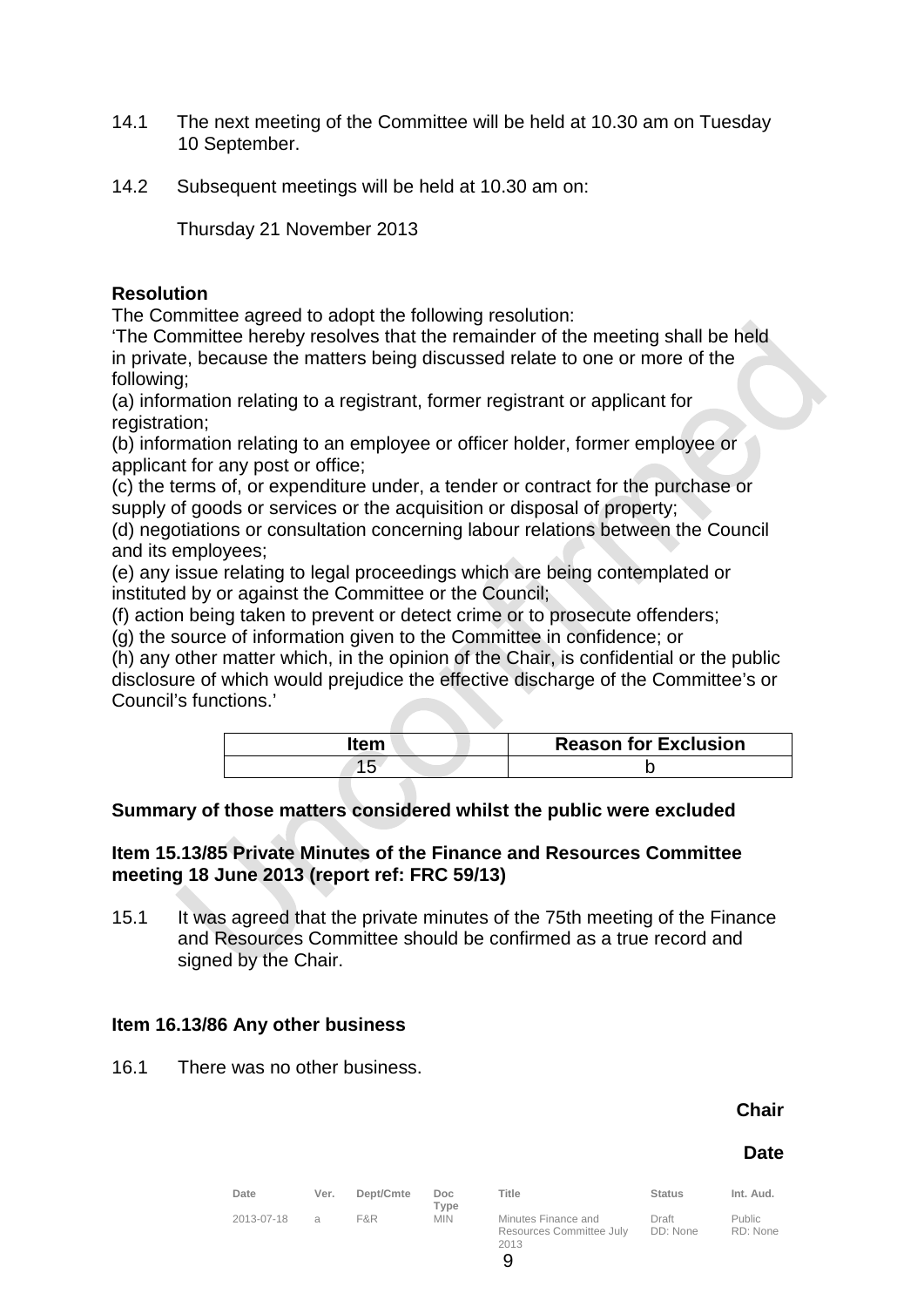14.1 The next meeting of the Committee will be held at 10.30 am on Tuesday 10 September.

14.2 Subsequent meetings will be held at 10.30 am on:

Thursday 21 November 2013

**Resolution**

The Committee agreed to adopt the following resolution:

'The Committee hereby resolves that the remainder of the meeting shall be held in private, because the matters being discussed relate to one or more of the following;

(a) information relating to a registrant, former registrant or applicant for registration;

(b) information relating to an employee or officer holder, former employee or applicant for any post or office;

(c) the terms of, or expenditure under, a tender or contract for the purchase or supply of goods or services or the acquisition or disposal of property;

(d) negotiations or consultation concerning labour relations between the Council and its employees;

(e) any issue relating to legal proceedings which are being contemplated or instituted by or against the Committee or the Council;

(f) action being taken to prevent or detect crime or to prosecute offenders;

(g) the source of information given to the Committee in confidence; or

(h) any other matter which, in the opinion of the Chair, is confidential or the public disclosure of which would prejudice the effective discharge of the Committee's or Council's functions.'

| Item | Reason for Exclusion |
|---|---|
| 15 | b |

**Summary of those matters considered whilst the public were excluded**

**Item 15.13/85 Private Minutes of the Finance and Resources Committee meeting 18 June 2013 (report ref: FRC 59/13)**

15.1 It was agreed that the private minutes of the 75th meeting of the Finance and Resources Committee should be confirmed as a true record and signed by the Chair.

**Item 16.13/86 Any other business**

16.1 There was no other business.

**Chair**

**Date**

| Date | Ver. | Dept/Cmte | Doc Type | Title | Status | Int. Aud. |
|---|---|---|---|---|---|---|
| 2013-07-18 | a | F&R | MIN | Minutes Finance and Resources Committee July 2013 | Draft DD: None | Public RD: None |